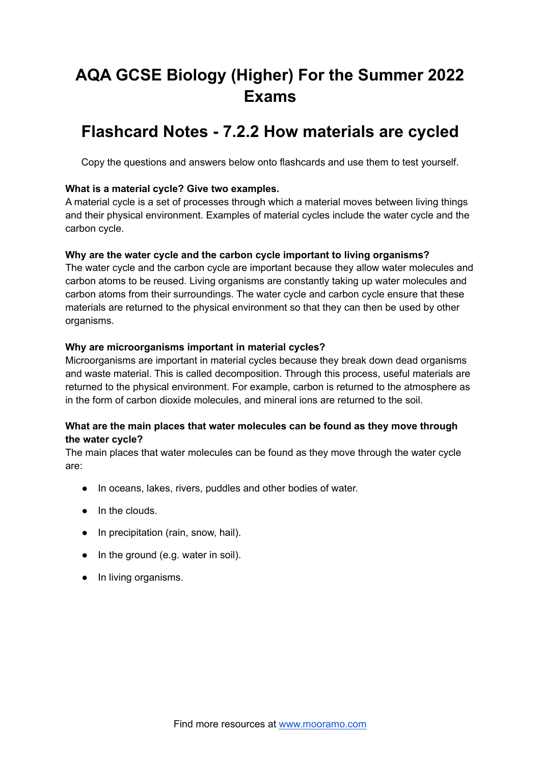# AQA GCSE Biology (Higher) For the Summer 2022 Exams

## Flashcard Notes - 7.2.2 How materials are cycled

Copy the questions and answers below onto flashcards and use them to test yourself.

**What is a material cycle? Give two examples.**
A material cycle is a set of processes through which a material moves between living things and their physical environment. Examples of material cycles include the water cycle and the carbon cycle.

**Why are the water cycle and the carbon cycle important to living organisms?**
The water cycle and the carbon cycle are important because they allow water molecules and carbon atoms to be reused. Living organisms are constantly taking up water molecules and carbon atoms from their surroundings. The water cycle and carbon cycle ensure that these materials are returned to the physical environment so that they can then be used by other organisms.

**Why are microorganisms important in material cycles?**
Microorganisms are important in material cycles because they break down dead organisms and waste material. This is called decomposition. Through this process, useful materials are returned to the physical environment. For example, carbon is returned to the atmosphere as in the form of carbon dioxide molecules, and mineral ions are returned to the soil.

**What are the main places that water molecules can be found as they move through the water cycle?**
The main places that water molecules can be found as they move through the water cycle are:

- In oceans, lakes, rivers, puddles and other bodies of water.
- In the clouds.
- In precipitation (rain, snow, hail).
- In the ground (e.g. water in soil).
- In living organisms.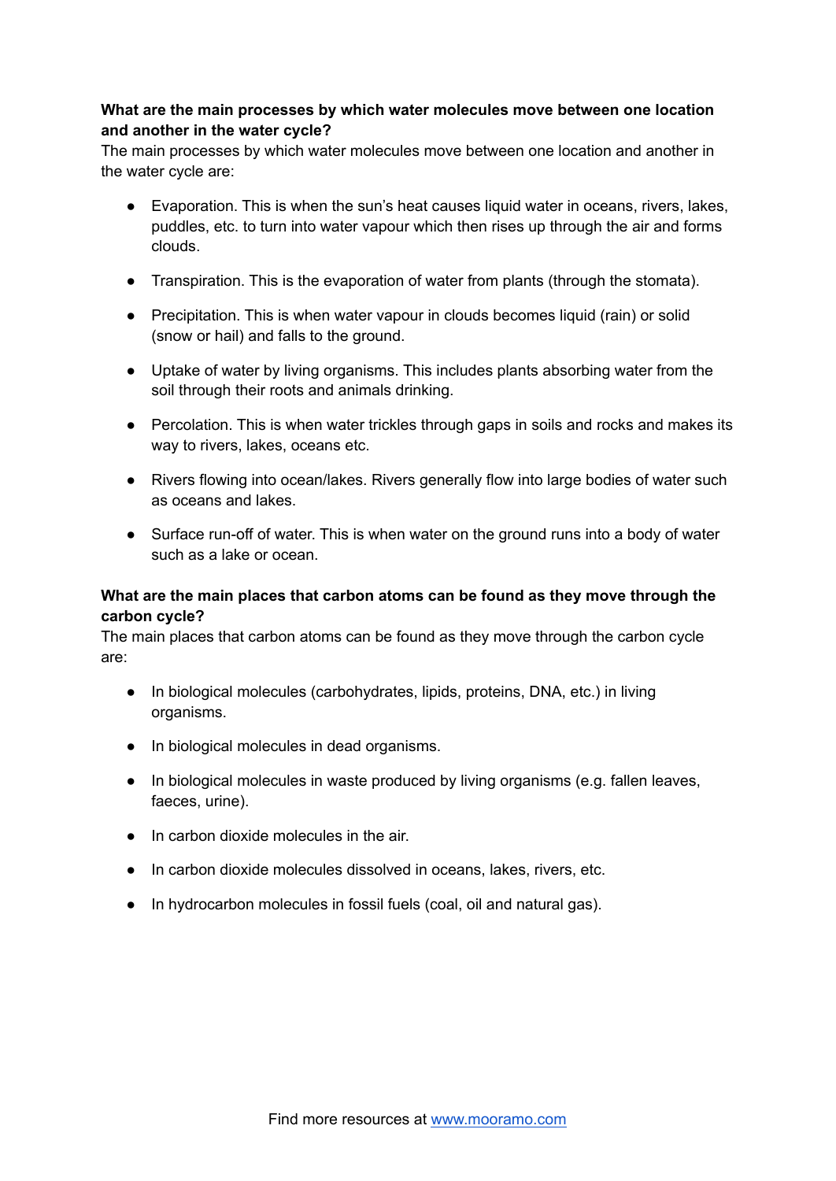**What are the main processes by which water molecules move between one location and another in the water cycle?**

The main processes by which water molecules move between one location and another in the water cycle are:

- Evaporation. This is when the sun's heat causes liquid water in oceans, rivers, lakes, puddles, etc. to turn into water vapour which then rises up through the air and forms clouds.
- Transpiration. This is the evaporation of water from plants (through the stomata).
- Precipitation. This is when water vapour in clouds becomes liquid (rain) or solid (snow or hail) and falls to the ground.
- Uptake of water by living organisms. This includes plants absorbing water from the soil through their roots and animals drinking.
- Percolation. This is when water trickles through gaps in soils and rocks and makes its way to rivers, lakes, oceans etc.
- Rivers flowing into ocean/lakes. Rivers generally flow into large bodies of water such as oceans and lakes.
- Surface run-off of water. This is when water on the ground runs into a body of water such as a lake or ocean.

**What are the main places that carbon atoms can be found as they move through the carbon cycle?**

The main places that carbon atoms can be found as they move through the carbon cycle are:

- In biological molecules (carbohydrates, lipids, proteins, DNA, etc.) in living organisms.
- In biological molecules in dead organisms.
- In biological molecules in waste produced by living organisms (e.g. fallen leaves, faeces, urine).
- In carbon dioxide molecules in the air.
- In carbon dioxide molecules dissolved in oceans, lakes, rivers, etc.
- In hydrocarbon molecules in fossil fuels (coal, oil and natural gas).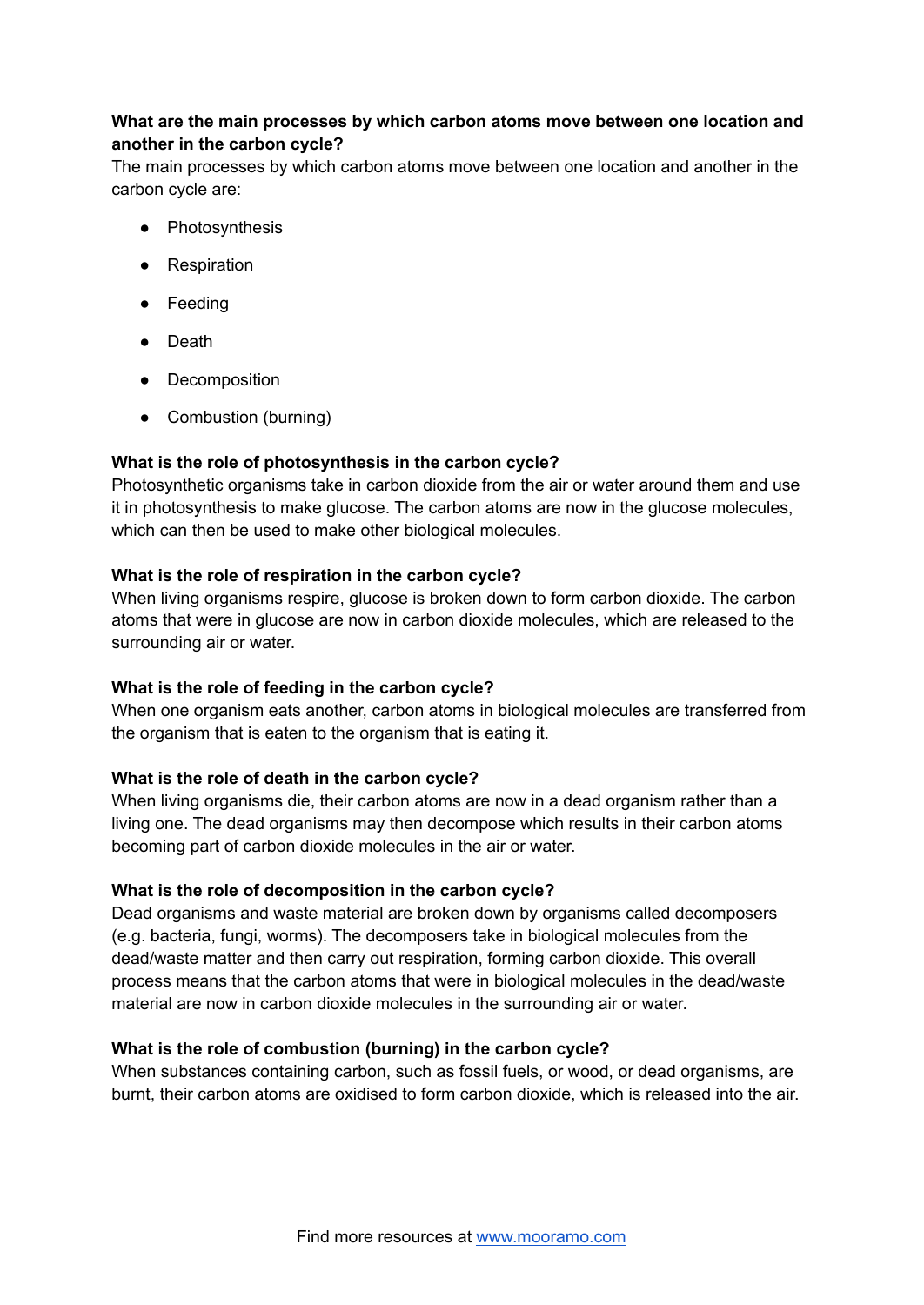**What are the main processes by which carbon atoms move between one location and another in the carbon cycle?**

The main processes by which carbon atoms move between one location and another in the carbon cycle are:

- Photosynthesis
- Respiration
- Feeding
- Death
- Decomposition
- Combustion (burning)

**What is the role of photosynthesis in the carbon cycle?**

Photosynthetic organisms take in carbon dioxide from the air or water around them and use it in photosynthesis to make glucose. The carbon atoms are now in the glucose molecules, which can then be used to make other biological molecules.

**What is the role of respiration in the carbon cycle?**

When living organisms respire, glucose is broken down to form carbon dioxide. The carbon atoms that were in glucose are now in carbon dioxide molecules, which are released to the surrounding air or water.

**What is the role of feeding in the carbon cycle?**

When one organism eats another, carbon atoms in biological molecules are transferred from the organism that is eaten to the organism that is eating it.

**What is the role of death in the carbon cycle?**

When living organisms die, their carbon atoms are now in a dead organism rather than a living one. The dead organisms may then decompose which results in their carbon atoms becoming part of carbon dioxide molecules in the air or water.

**What is the role of decomposition in the carbon cycle?**

Dead organisms and waste material are broken down by organisms called decomposers (e.g. bacteria, fungi, worms). The decomposers take in biological molecules from the dead/waste matter and then carry out respiration, forming carbon dioxide. This overall process means that the carbon atoms that were in biological molecules in the dead/waste material are now in carbon dioxide molecules in the surrounding air or water.

**What is the role of combustion (burning) in the carbon cycle?**

When substances containing carbon, such as fossil fuels, or wood, or dead organisms, are burnt, their carbon atoms are oxidised to form carbon dioxide, which is released into the air.